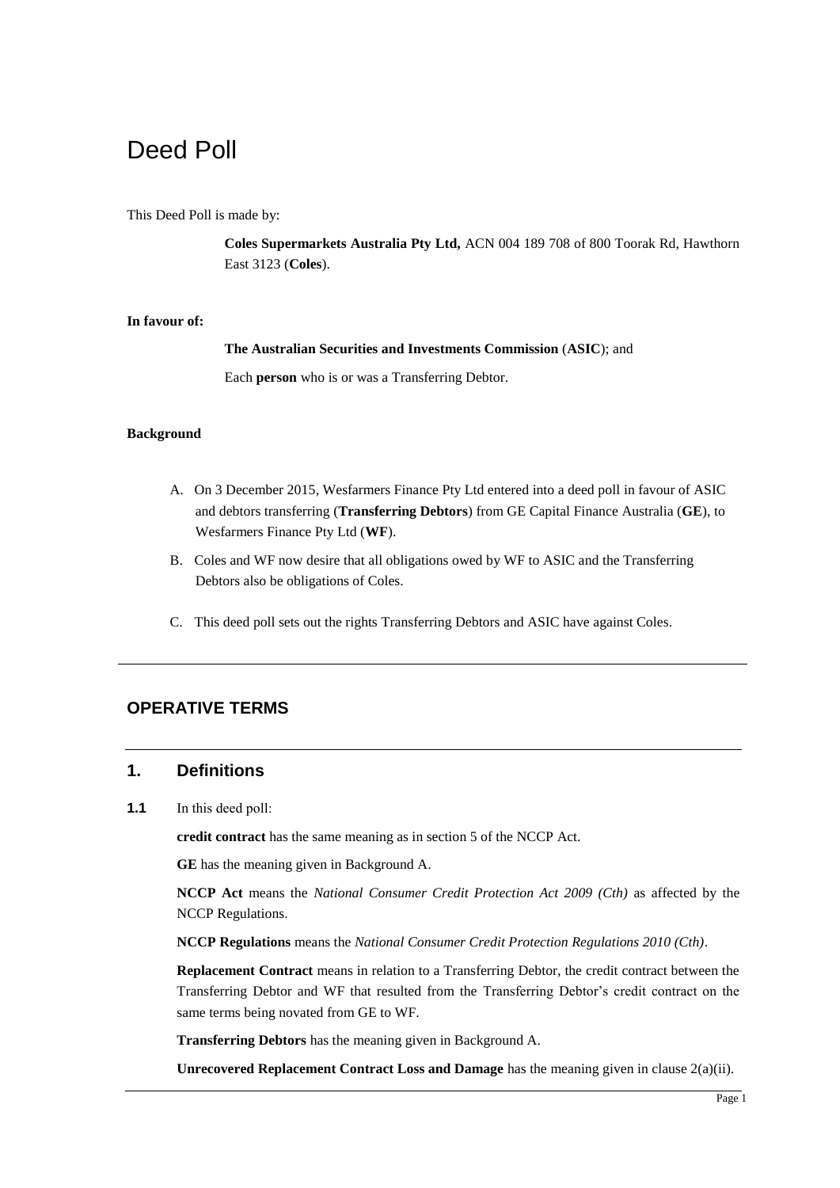# Deed Poll

This Deed Poll is made by:

**Coles Supermarkets Australia Pty Ltd,** ACN 004 189 708 of 800 Toorak Rd, Hawthorn East 3123 (**Coles**).

**In favour of:**

**The Australian Securities and Investments Commission** (**ASIC**); and

Each **person** who is or was a Transferring Debtor.

**Background**

A. On 3 December 2015, Wesfarmers Finance Pty Ltd entered into a deed poll in favour of ASIC and debtors transferring (**Transferring Debtors**) from GE Capital Finance Australia (**GE**), to Wesfarmers Finance Pty Ltd (**WF**).

B. Coles and WF now desire that all obligations owed by WF to ASIC and the Transferring Debtors also be obligations of Coles.

C. This deed poll sets out the rights Transferring Debtors and ASIC have against Coles.

---

## OPERATIVE TERMS

---

## 1. Definitions

**1.1** In this deed poll:

**credit contract** has the same meaning as in section 5 of the NCCP Act.

**GE** has the meaning given in Background A.

**NCCP Act** means the *National Consumer Credit Protection Act 2009 (Cth)* as affected by the NCCP Regulations.

**NCCP Regulations** means the *National Consumer Credit Protection Regulations 2010 (Cth)*.

**Replacement Contract** means in relation to a Transferring Debtor, the credit contract between the Transferring Debtor and WF that resulted from the Transferring Debtor's credit contract on the same terms being novated from GE to WF.

**Transferring Debtors** has the meaning given in Background A.

**Unrecovered Replacement Contract Loss and Damage** has the meaning given in clause 2(a)(ii).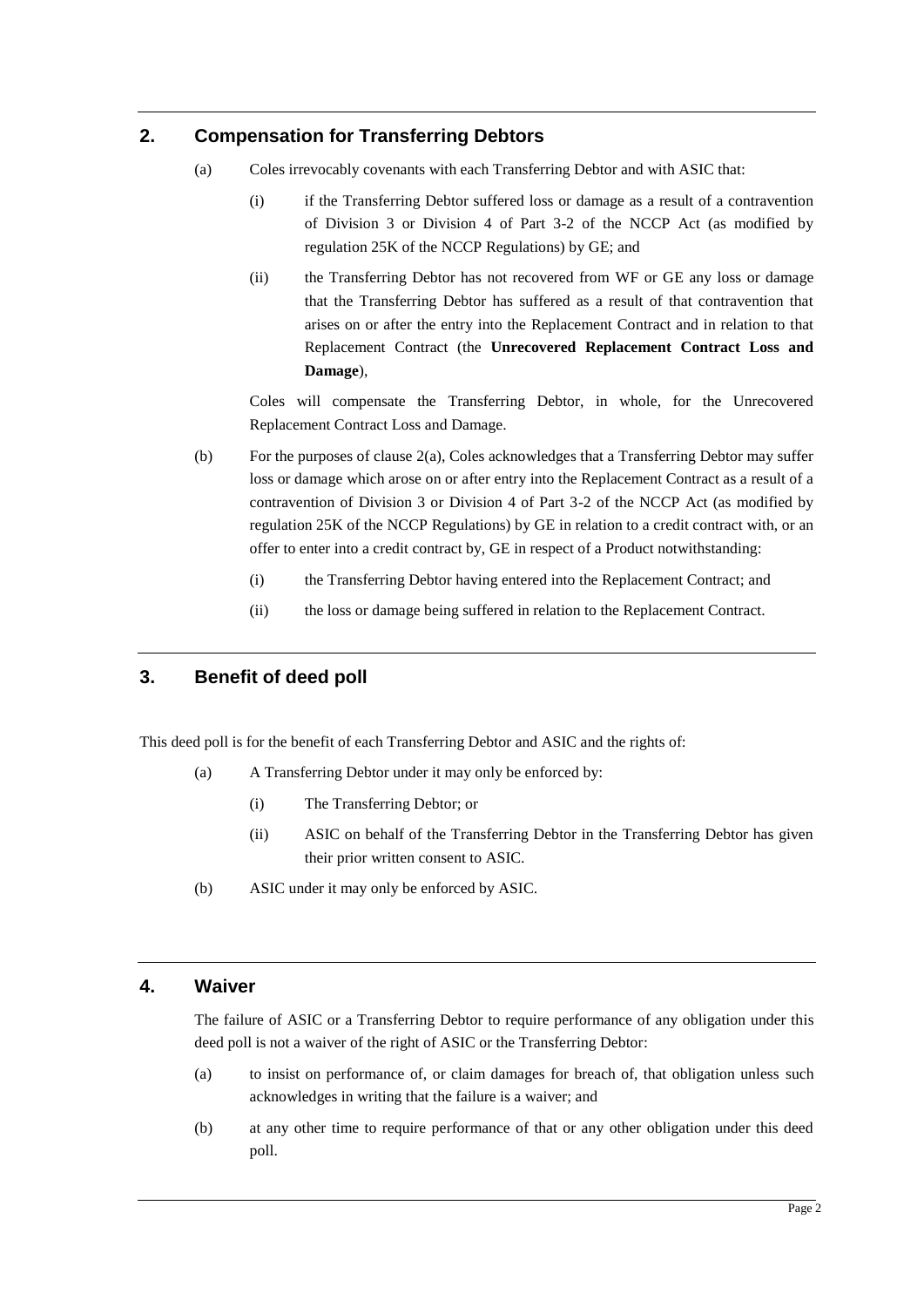## 2. Compensation for Transferring Debtors

(a) Coles irrevocably covenants with each Transferring Debtor and with ASIC that:

(i) if the Transferring Debtor suffered loss or damage as a result of a contravention of Division 3 or Division 4 of Part 3-2 of the NCCP Act (as modified by regulation 25K of the NCCP Regulations) by GE; and

(ii) the Transferring Debtor has not recovered from WF or GE any loss or damage that the Transferring Debtor has suffered as a result of that contravention that arises on or after the entry into the Replacement Contract and in relation to that Replacement Contract (the **Unrecovered Replacement Contract Loss and Damage**),

Coles will compensate the Transferring Debtor, in whole, for the Unrecovered Replacement Contract Loss and Damage.

(b) For the purposes of clause 2(a), Coles acknowledges that a Transferring Debtor may suffer loss or damage which arose on or after entry into the Replacement Contract as a result of a contravention of Division 3 or Division 4 of Part 3-2 of the NCCP Act (as modified by regulation 25K of the NCCP Regulations) by GE in relation to a credit contract with, or an offer to enter into a credit contract by, GE in respect of a Product notwithstanding:

(i) the Transferring Debtor having entered into the Replacement Contract; and

(ii) the loss or damage being suffered in relation to the Replacement Contract.

## 3. Benefit of deed poll

This deed poll is for the benefit of each Transferring Debtor and ASIC and the rights of:

(a) A Transferring Debtor under it may only be enforced by:

(i) The Transferring Debtor; or

(ii) ASIC on behalf of the Transferring Debtor in the Transferring Debtor has given their prior written consent to ASIC.

(b) ASIC under it may only be enforced by ASIC.

## 4. Waiver

The failure of ASIC or a Transferring Debtor to require performance of any obligation under this deed poll is not a waiver of the right of ASIC or the Transferring Debtor:

(a) to insist on performance of, or claim damages for breach of, that obligation unless such acknowledges in writing that the failure is a waiver; and

(b) at any other time to require performance of that or any other obligation under this deed poll.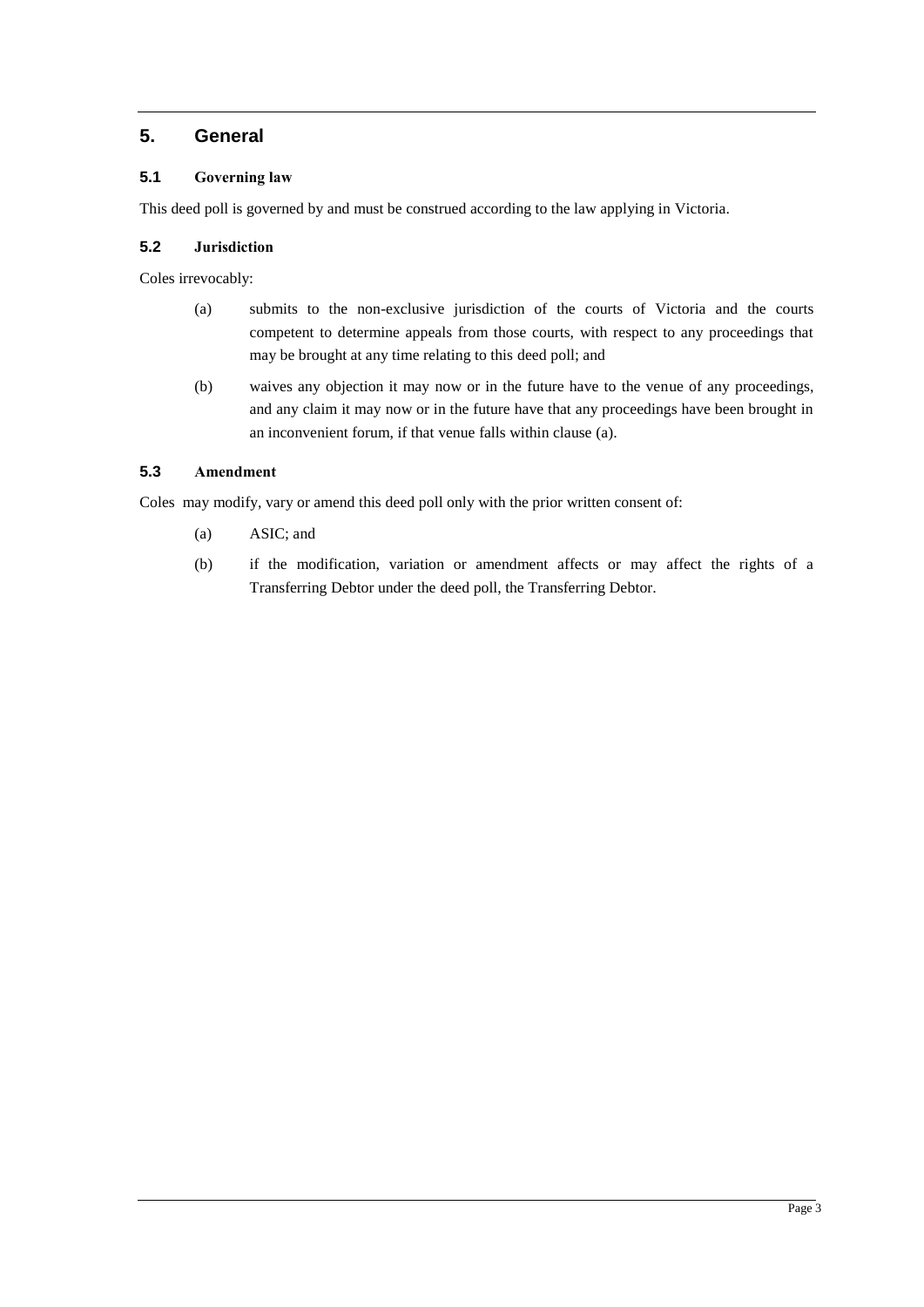## 5. General

### 5.1 Governing law

This deed poll is governed by and must be construed according to the law applying in Victoria.

### 5.2 Jurisdiction

Coles irrevocably:

(a) submits to the non-exclusive jurisdiction of the courts of Victoria and the courts competent to determine appeals from those courts, with respect to any proceedings that may be brought at any time relating to this deed poll; and

(b) waives any objection it may now or in the future have to the venue of any proceedings, and any claim it may now or in the future have that any proceedings have been brought in an inconvenient forum, if that venue falls within clause (a).

### 5.3 Amendment

Coles may modify, vary or amend this deed poll only with the prior written consent of:

(a) ASIC; and

(b) if the modification, variation or amendment affects or may affect the rights of a Transferring Debtor under the deed poll, the Transferring Debtor.